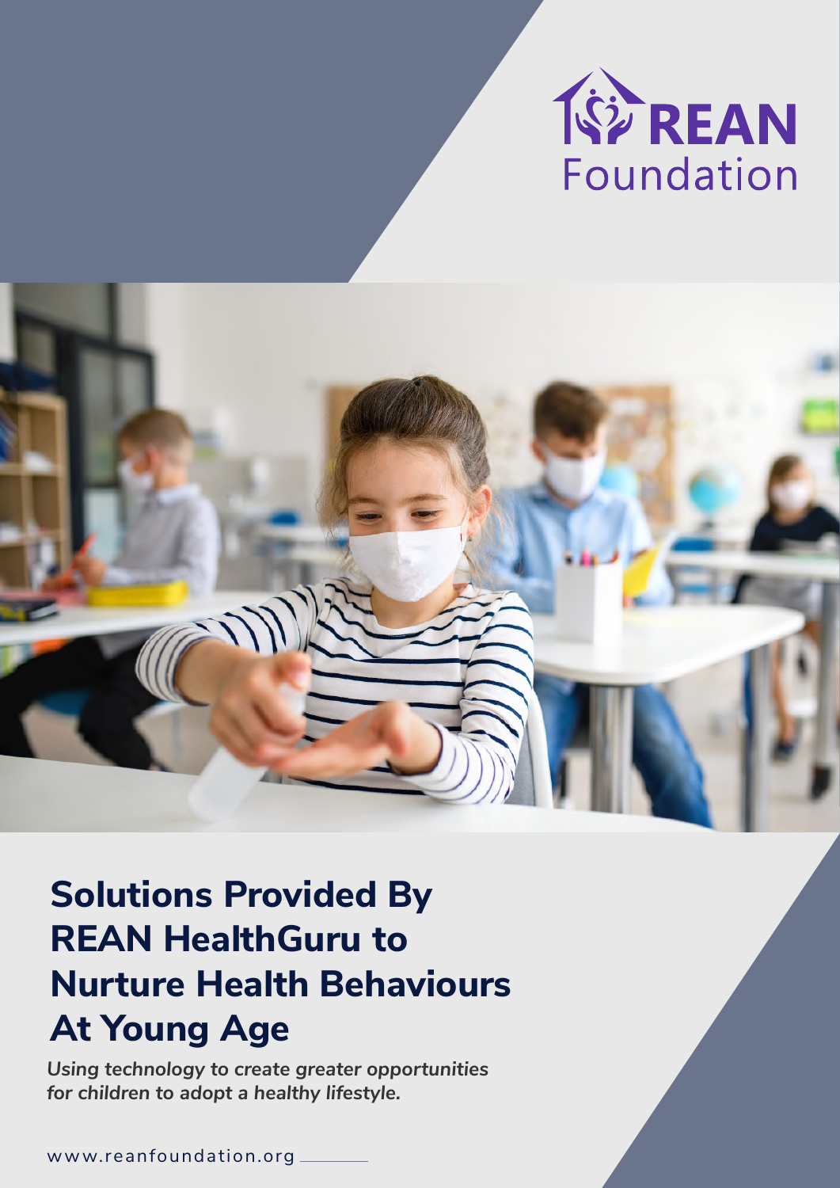REAN Foundation

# Solutions Provided By REAN HealthGuru to Nurture Health Behaviours At Young Age

***Using technology to create greater opportunities for children to adopt a healthy lifestyle.***

www.reanfoundation.org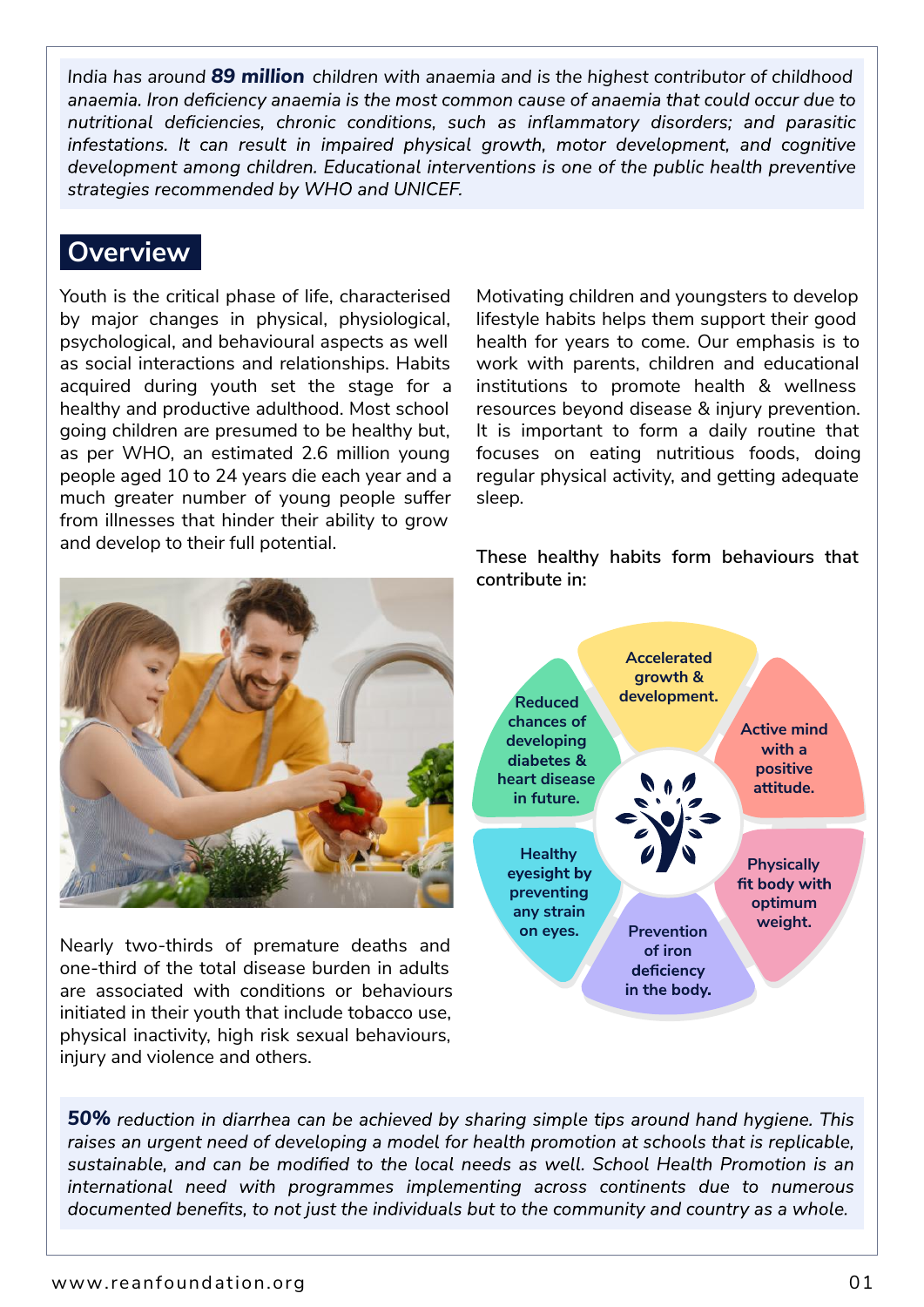*India has around **89 million** children with anaemia and is the highest contributor of childhood anaemia. Iron deficiency anaemia is the most common cause of anaemia that could occur due to nutritional deficiencies, chronic conditions, such as inflammatory disorders; and parasitic infestations. It can result in impaired physical growth, motor development, and cognitive development among children. Educational interventions is one of the public health preventive strategies recommended by WHO and UNICEF.*

## Overview

Youth is the critical phase of life, characterised by major changes in physical, physiological, psychological, and behavioural aspects as well as social interactions and relationships. Habits acquired during youth set the stage for a healthy and productive adulthood. Most school going children are presumed to be healthy but, as per WHO, an estimated 2.6 million young people aged 10 to 24 years die each year and a much greater number of young people suffer from illnesses that hinder their ability to grow and develop to their full potential.

Nearly two-thirds of premature deaths and one-third of the total disease burden in adults are associated with conditions or behaviours initiated in their youth that include tobacco use, physical inactivity, high risk sexual behaviours, injury and violence and others.

Motivating children and youngsters to develop lifestyle habits helps them support their good health for years to come. Our emphasis is to work with parents, children and educational institutions to promote health & wellness resources beyond disease & injury prevention. It is important to form a daily routine that focuses on eating nutritious foods, doing regular physical activity, and getting adequate sleep.

**These healthy habits form behaviours that contribute in:**

- Accelerated growth & development.
- Active mind with a positive attitude.
- Physically fit body with optimum weight.
- Prevention of iron deficiency in the body.
- Healthy eyesight by preventing any strain on eyes.
- Reduced chances of developing diabetes & heart disease in future.

***50%** reduction in diarrhea can be achieved by sharing simple tips around hand hygiene. This raises an urgent need of developing a model for health promotion at schools that is replicable, sustainable, and can be modified to the local needs as well. School Health Promotion is an international need with programmes implementing across continents due to numerous documented benefits, to not just the individuals but to the community and country as a whole.*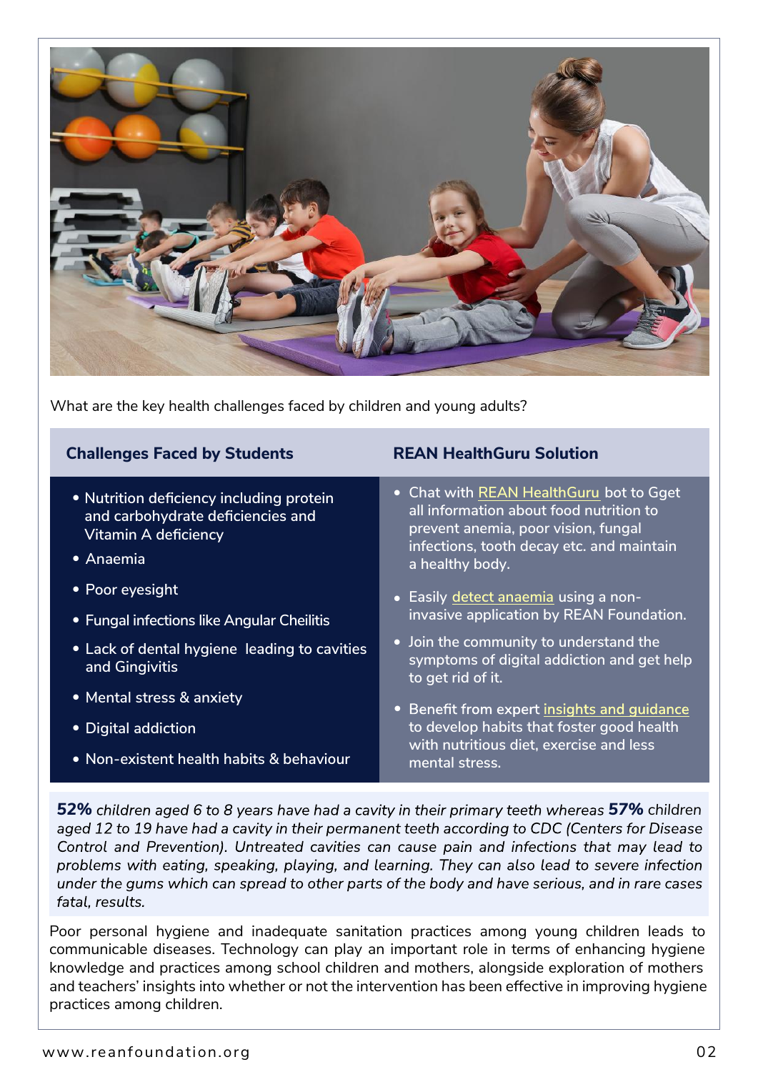What are the key health challenges faced by children and young adults?

| Challenges Faced by Students | REAN HealthGuru Solution |
| --- | --- |
| • Nutrition deficiency including protein and carbohydrate deficiencies and Vitamin A deficiency<br>• Anaemia<br>• Poor eyesight<br>• Fungal infections like Angular Cheilitis<br>• Lack of dental hygiene leading to cavities and Gingivitis<br>• Mental stress & anxiety<br>• Digital addiction<br>• Non-existent health habits & behaviour | • Chat with REAN HealthGuru bot to Gget all information about food nutrition to prevent anemia, poor vision, fungal infections, tooth decay etc. and maintain a healthy body.<br>• Easily detect anaemia using a non-invasive application by REAN Foundation.<br>• Join the community to understand the symptoms of digital addiction and get help to get rid of it.<br>• Benefit from expert insights and guidance to develop habits that foster good health with nutritious diet, exercise and less mental stress. |

**52%** *children aged 6 to 8 years have had a cavity in their primary teeth whereas* **57%** *children aged 12 to 19 have had a cavity in their permanent teeth according to CDC (Centers for Disease Control and Prevention). Untreated cavities can cause pain and infections that may lead to problems with eating, speaking, playing, and learning. They can also lead to severe infection under the gums which can spread to other parts of the body and have serious, and in rare cases fatal, results.*

Poor personal hygiene and inadequate sanitation practices among young children leads to communicable diseases. Technology can play an important role in terms of enhancing hygiene knowledge and practices among school children and mothers, alongside exploration of mothers and teachers' insights into whether or not the intervention has been effective in improving hygiene practices among children.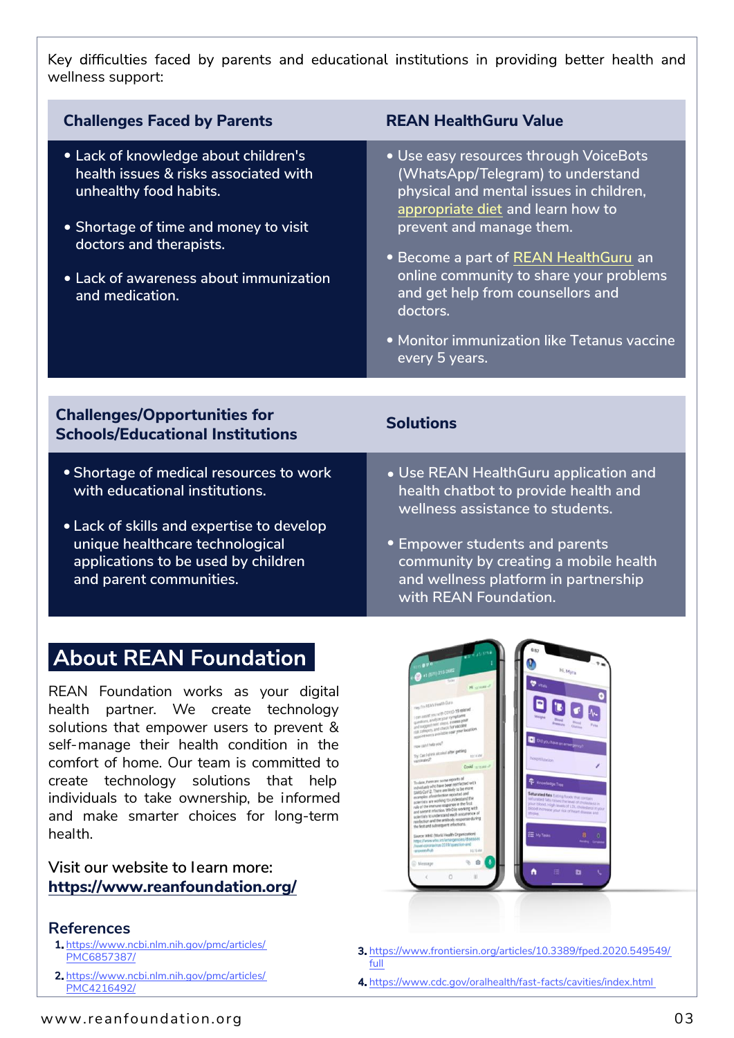Key difficulties faced by parents and educational institutions in providing better health and wellness support:

| Challenges Faced by Parents | REAN HealthGuru Value |
|---|---|
| • Lack of knowledge about children's health issues & risks associated with unhealthy food habits.<br>• Shortage of time and money to visit doctors and therapists.<br>• Lack of awareness about immunization and medication. | • Use easy resources through VoiceBots (WhatsApp/Telegram) to understand physical and mental issues in children, appropriate diet and learn how to prevent and manage them.<br>• Become a part of REAN HealthGuru an online community to share your problems and get help from counsellors and doctors.<br>• Monitor immunization like Tetanus vaccine every 5 years. |

| Challenges/Opportunities for Schools/Educational Institutions | Solutions |
|---|---|
| • Shortage of medical resources to work with educational institutions.<br>• Lack of skills and expertise to develop unique healthcare technological applications to be used by children and parent communities. | • Use REAN HealthGuru application and health chatbot to provide health and wellness assistance to students.<br>• Empower students and parents community by creating a mobile health and wellness platform in partnership with REAN Foundation. |

## About REAN Foundation

REAN Foundation works as your digital health partner. We create technology solutions that empower users to prevent & self-manage their health condition in the comfort of home. Our team is committed to create technology solutions that help individuals to take ownership, be informed and make smarter choices for long-term health.

Visit our website to learn more:
**https://www.reanfoundation.org/**

## References

1. https://www.ncbi.nlm.nih.gov/pmc/articles/PMC6857387/
2. https://www.ncbi.nlm.nih.gov/pmc/articles/PMC4216492/
3. https://www.frontiersin.org/articles/10.3389/fped.2020.549549/full
4. https://www.cdc.gov/oralhealth/fast-facts/cavities/index.html